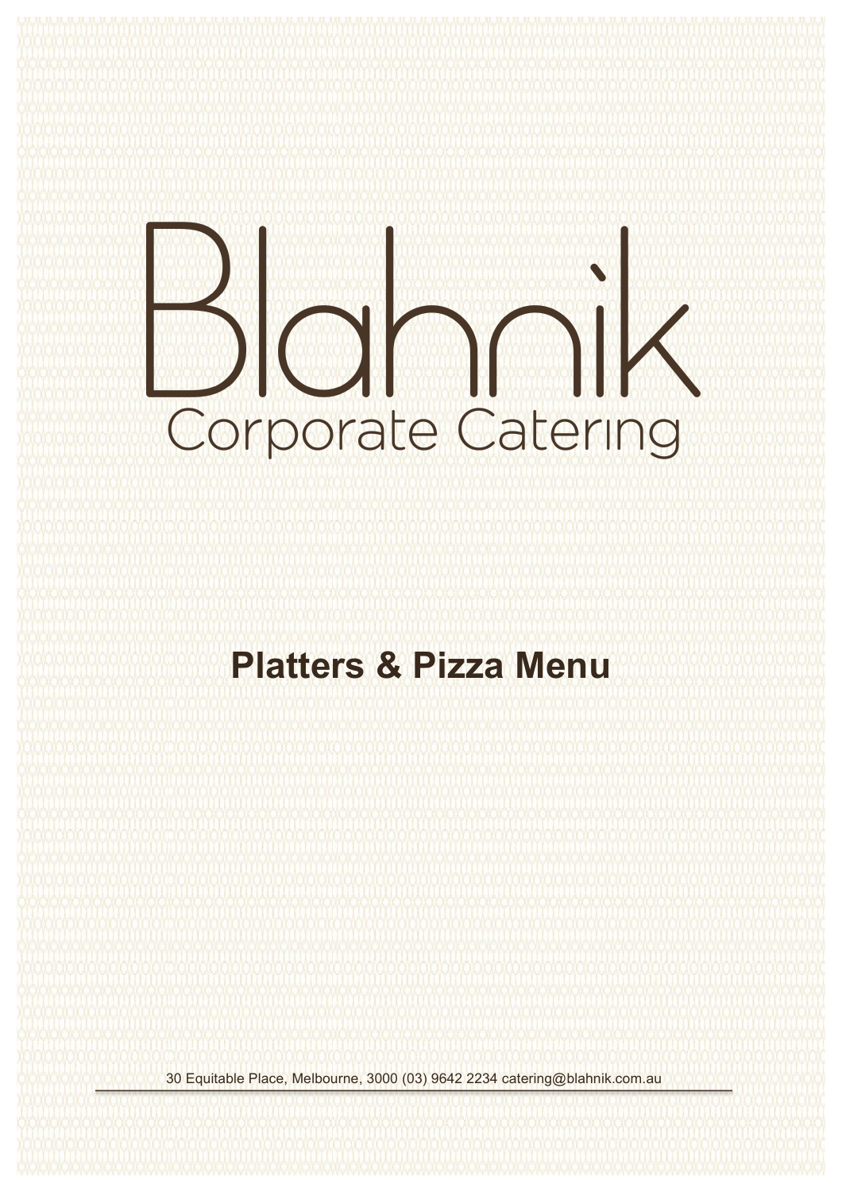# Blahnìk

## Corporate Catering

## Platters & Pizza Menu

30 Equitable Place, Melbourne, 3000 (03) 9642 2234 catering@blahnik.com.au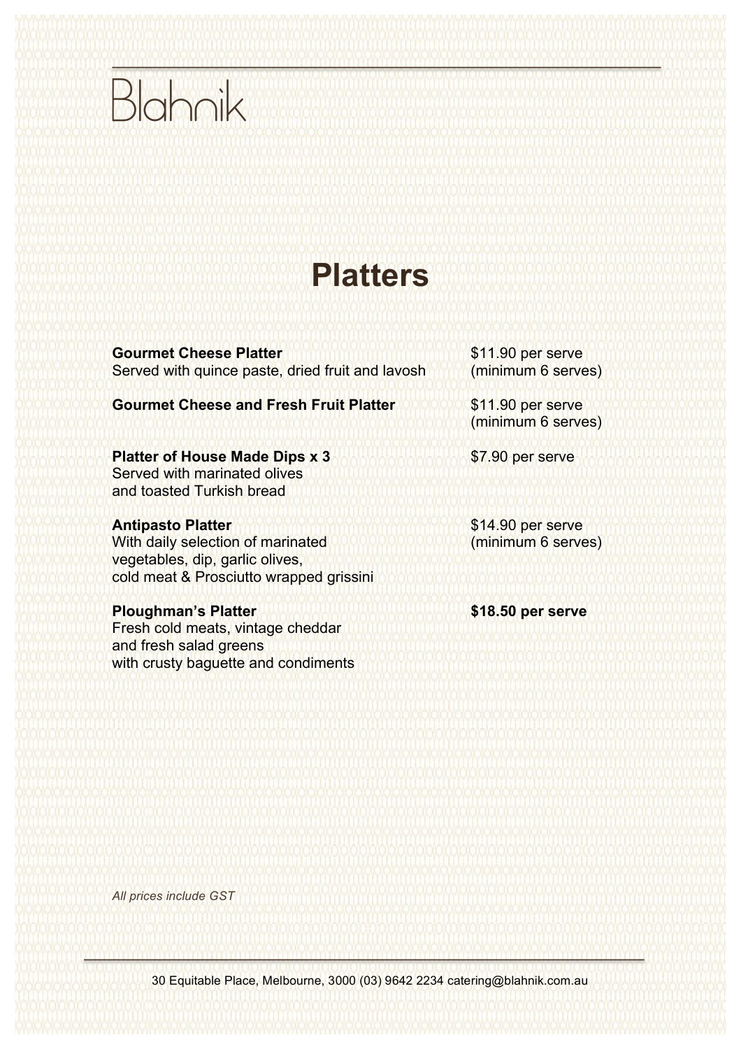# Platters

**Gourmet Cheese Platter**
Served with quince paste, dried fruit and lavosh
$11.90 per serve
(minimum 6 serves)

**Gourmet Cheese and Fresh Fruit Platter**
$11.90 per serve
(minimum 6 serves)

**Platter of House Made Dips x 3**
Served with marinated olives
and toasted Turkish bread
$7.90 per serve

**Antipasto Platter**
With daily selection of marinated
vegetables, dip, garlic olives,
cold meat & Prosciutto wrapped grissini
$14.90 per serve
(minimum 6 serves)

**Ploughman's Platter**
Fresh cold meats, vintage cheddar
and fresh salad greens
with crusty baguette and condiments
**$18.50 per serve**

*All prices include GST*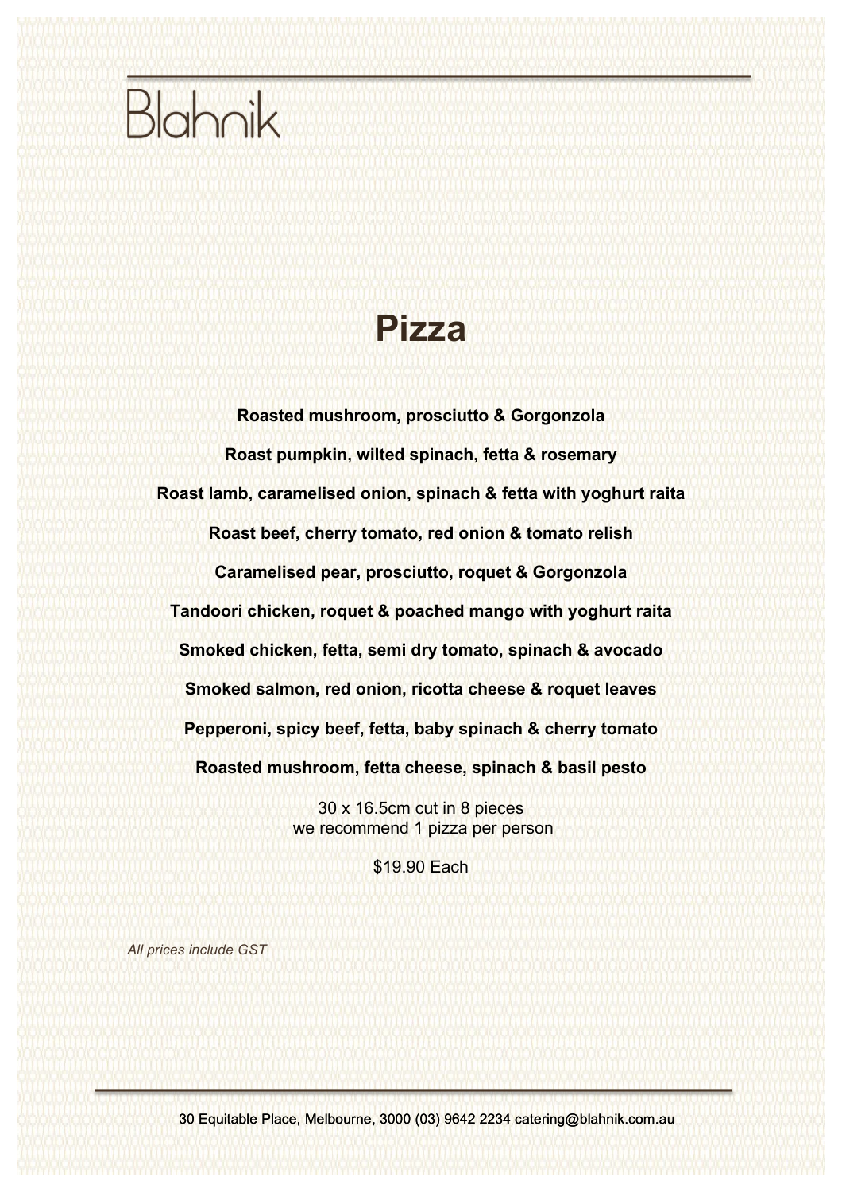# Blahnik

## Pizza

**Roasted mushroom, prosciutto & Gorgonzola**

**Roast pumpkin, wilted spinach, fetta & rosemary**

**Roast lamb, caramelised onion, spinach & fetta with yoghurt raita**

**Roast beef, cherry tomato, red onion & tomato relish**

**Caramelised pear, prosciutto, roquet & Gorgonzola**

**Tandoori chicken, roquet & poached mango with yoghurt raita**

**Smoked chicken, fetta, semi dry tomato, spinach & avocado**

**Smoked salmon, red onion, ricotta cheese & roquet leaves**

**Pepperoni, spicy beef, fetta, baby spinach & cherry tomato**

**Roasted mushroom, fetta cheese, spinach & basil pesto**

30 x 16.5cm cut in 8 pieces
we recommend 1 pizza per person

$19.90 Each

*All prices include GST*

30 Equitable Place, Melbourne, 3000 (03) 9642 2234 catering@blahnik.com.au